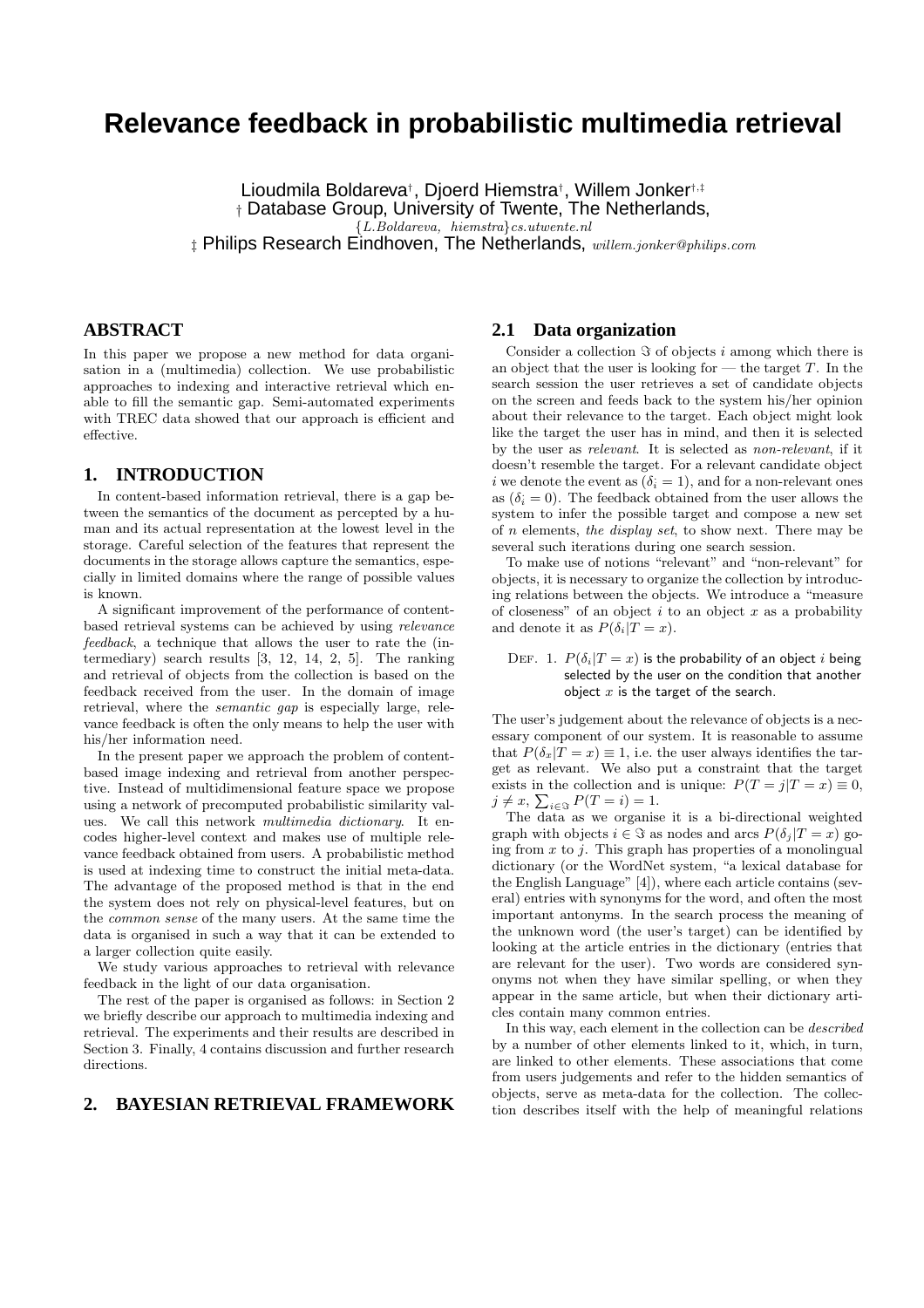# Relevance feedback in probabilistic multimedia retrieval

Lioudmila Boldareva[†], Djoerd Hiemstra[†], Willem Jonker[†,‡]

[†] Database Group, University of Twente, The Netherlands,

{L.Boldareva, hiemstra}cs.utwente.nl

[‡] Philips Research Eindhoven, The Netherlands, willem.jonker@philips.com

## ABSTRACT

In this paper we propose a new method for data organisation in a (multimedia) collection. We use probabilistic approaches to indexing and interactive retrieval which enable to fill the semantic gap. Semi-automated experiments with TREC data showed that our approach is efficient and effective.

## 1. INTRODUCTION

In content-based information retrieval, there is a gap between the semantics of the document as percepted by a human and its actual representation at the lowest level in the storage. Careful selection of the features that represent the documents in the storage allows capture the semantics, especially in limited domains where the range of possible values is known.

A significant improvement of the performance of content-based retrieval systems can be achieved by using *relevance feedback*, a technique that allows the user to rate the (intermediary) search results [3, 12, 14, 2, 5]. The ranking and retrieval of objects from the collection is based on the feedback received from the user. In the domain of image retrieval, where the *semantic gap* is especially large, relevance feedback is often the only means to help the user with his/her information need.

In the present paper we approach the problem of content-based image indexing and retrieval from another perspective. Instead of multidimensional feature space we propose using a network of precomputed probabilistic similarity values. We call this network *multimedia dictionary*. It encodes higher-level context and makes use of multiple relevance feedback obtained from users. A probabilistic method is used at indexing time to construct the initial meta-data. The advantage of the proposed method is that in the end the system does not rely on physical-level features, but on the *common sense* of the many users. At the same time the data is organised in such a way that it can be extended to a larger collection quite easily.

We study various approaches to retrieval with relevance feedback in the light of our data organisation.

The rest of the paper is organised as follows: in Section 2 we briefly describe our approach to multimedia indexing and retrieval. The experiments and their results are described in Section 3. Finally, 4 contains discussion and further research directions.

## 2. BAYESIAN RETRIEVAL FRAMEWORK

### 2.1 Data organization

Consider a collection $\Im$ of objects $i$ among which there is an object that the user is looking for — the target $T$. In the search session the user retrieves a set of candidate objects on the screen and feeds back to the system his/her opinion about their relevance to the target. Each object might look like the target the user has in mind, and then it is selected by the user as *relevant*. It is selected as *non-relevant*, if it doesn't resemble the target. For a relevant candidate object $i$ we denote the event as $(\delta_i = 1)$, and for a non-relevant ones as $(\delta_i = 0)$. The feedback obtained from the user allows the system to infer the possible target and compose a new set of $n$ elements, *the display set*, to show next. There may be several such iterations during one search session.

To make use of notions "relevant" and "non-relevant" for objects, it is necessary to organize the collection by introducing relations between the objects. We introduce a "measure of closeness" of an object $i$ to an object $x$ as a probability and denote it as $P(\delta_i|T = x)$.

DEF. 1. $P(\delta_i|T = x)$ is the probability of an object $i$ being selected by the user on the condition that another object $x$ is the target of the search.

The user's judgement about the relevance of objects is a necessary component of our system. It is reasonable to assume that $P(\delta_x|T = x) \equiv 1$, i.e. the user always identifies the target as relevant. We also put a constraint that the target exists in the collection and is unique: $P(T = j|T = x) \equiv 0$, $j \neq x$, $\sum_{i\in\Im} P(T = i) = 1$.

The data as we organise it is a bi-directional weighted graph with objects $i \in \Im$ as nodes and arcs $P(\delta_j|T = x)$ going from $x$ to $j$. This graph has properties of a monolingual dictionary (or the WordNet system, "a lexical database for the English Language" [4]), where each article contains (several) entries with synonyms for the word, and often the most important antonyms. In the search process the meaning of the unknown word (the user's target) can be identified by looking at the article entries in the dictionary (entries that are relevant for the user). Two words are considered synonyms not when they have similar spelling, or when they appear in the same article, but when their dictionary articles contain many common entries.

In this way, each element in the collection can be *described* by a number of other elements linked to it, which, in turn, are linked to other elements. These associations that come from users judgements and refer to the hidden semantics of objects, serve as meta-data for the collection. The collection describes itself with the help of meaningful relations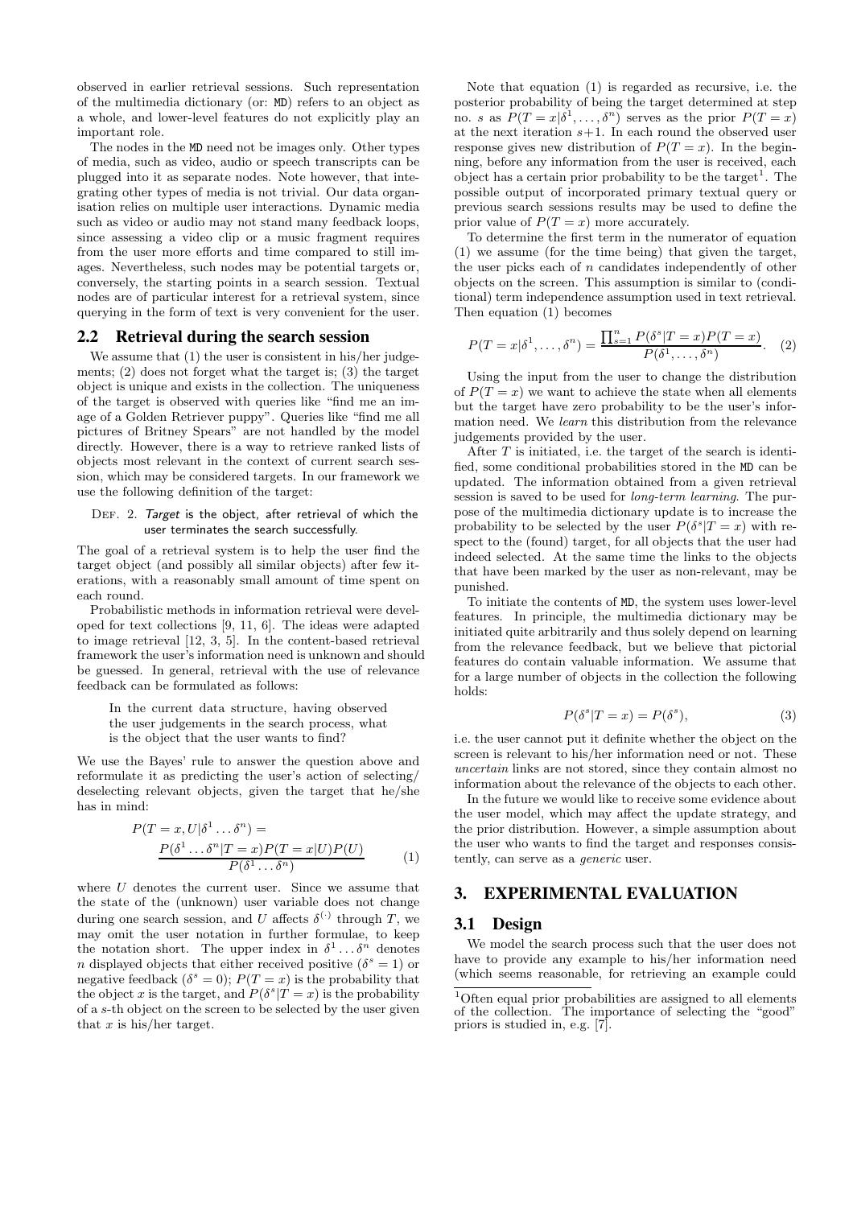observed in earlier retrieval sessions. Such representation of the multimedia dictionary (or: MD) refers to an object as a whole, and lower-level features do not explicitly play an important role.

The nodes in the MD need not be images only. Other types of media, such as video, audio or speech transcripts can be plugged into it as separate nodes. Note however, that integrating other types of media is not trivial. Our data organisation relies on multiple user interactions. Dynamic media such as video or audio may not stand many feedback loops, since assessing a video clip or a music fragment requires from the user more efforts and time compared to still images. Nevertheless, such nodes may be potential targets or, conversely, the starting points in a search session. Textual nodes are of particular interest for a retrieval system, since querying in the form of text is very convenient for the user.

## 2.2 Retrieval during the search session

We assume that (1) the user is consistent in his/her judgements; (2) does not forget what the target is; (3) the target object is unique and exists in the collection. The uniqueness of the target is observed with queries like "find me an image of a Golden Retriever puppy". Queries like "find me all pictures of Britney Spears" are not handled by the model directly. However, there is a way to retrieve ranked lists of objects most relevant in the context of current search session, which may be considered targets. In our framework we use the following definition of the target:

DEF. 2. *Target is the object, after retrieval of which the user terminates the search successfully.*

The goal of a retrieval system is to help the user find the target object (and possibly all similar objects) after few iterations, with a reasonably small amount of time spent on each round.

Probabilistic methods in information retrieval were developed for text collections [9, 11, 6]. The ideas were adapted to image retrieval [12, 3, 5]. In the content-based retrieval framework the user's information need is unknown and should be guessed. In general, retrieval with the use of relevance feedback can be formulated as follows:

> In the current data structure, having observed the user judgements in the search process, what is the object that the user wants to find?

We use the Bayes' rule to answer the question above and reformulate it as predicting the user's action of selecting/deselecting relevant objects, given the target that he/she has in mind:

$$P(T = x, U|\delta^1 \dots \delta^n) = \frac{P(\delta^1 \dots \delta^n|T = x)P(T = x|U)P(U)}{P(\delta^1 \dots \delta^n)} \quad (1)$$

where $U$ denotes the current user. Since we assume that the state of the (unknown) user variable does not change during one search session, and $U$ affects $\delta^{(\cdot)}$ through $T$, we may omit the user notation in further formulae, to keep the notation short. The upper index in $\delta^1 \dots \delta^n$ denotes $n$ displayed objects that either received positive ($\delta^s = 1$) or negative feedback ($\delta^s = 0$); $P(T = x)$ is the probability that the object $x$ is the target, and $P(\delta^s|T = x)$ is the probability of a $s$-th object on the screen to be selected by the user given that $x$ is his/her target.

Note that equation (1) is regarded as recursive, i.e. the posterior probability of being the target determined at step no. $s$ as $P(T = x|\delta^1, \dots, \delta^n)$ serves as the prior $P(T = x)$ at the next iteration $s+1$. In each round the observed user response gives new distribution of $P(T = x)$. In the beginning, before any information from the user is received, each object has a certain prior probability to be the target[1]. The possible output of incorporated primary textual query or previous search sessions results may be used to define the prior value of $P(T = x)$ more accurately.

To determine the first term in the numerator of equation (1) we assume (for the time being) that given the target, the user picks each of $n$ candidates independently of other objects on the screen. This assumption is similar to (conditional) term independence assumption used in text retrieval. Then equation (1) becomes

$$P(T = x|\delta^1, \dots, \delta^n) = \frac{\prod_{s=1}^{n} P(\delta^s|T = x)P(T = x)}{P(\delta^1, \dots, \delta^n)}. \quad (2)$$

Using the input from the user to change the distribution of $P(T = x)$ we want to achieve the state when all elements but the target have zero probability to be the user's information need. We *learn* this distribution from the relevance judgements provided by the user.

After $T$ is initiated, i.e. the target of the search is identified, some conditional probabilities stored in the MD can be updated. The information obtained from a given retrieval session is saved to be used for *long-term learning*. The purpose of the multimedia dictionary update is to increase the probability to be selected by the user $P(\delta^s|T = x)$ with respect to the (found) target, for all objects that the user had indeed selected. At the same time the links to the objects that have been marked by the user as non-relevant, may be punished.

To initiate the contents of MD, the system uses lower-level features. In principle, the multimedia dictionary may be initiated quite arbitrarily and thus solely depend on learning from the relevance feedback, but we believe that pictorial features do contain valuable information. We assume that for a large number of objects in the collection the following holds:

$$P(\delta^s|T = x) = P(\delta^s), \quad (3)$$

i.e. the user cannot put it definite whether the object on the screen is relevant to his/her information need or not. These *uncertain* links are not stored, since they contain almost no information about the relevance of the objects to each other.

In the future we would like to receive some evidence about the user model, which may affect the update strategy, and the prior distribution. However, a simple assumption about the user who wants to find the target and responses consistently, can serve as a *generic* user.

# 3. EXPERIMENTAL EVALUATION

## 3.1 Design

We model the search process such that the user does not have to provide any example to his/her information need (which seems reasonable, for retrieving an example could

[1] Often equal prior probabilities are assigned to all elements of the collection. The importance of selecting the "good" priors is studied in, e.g. [7].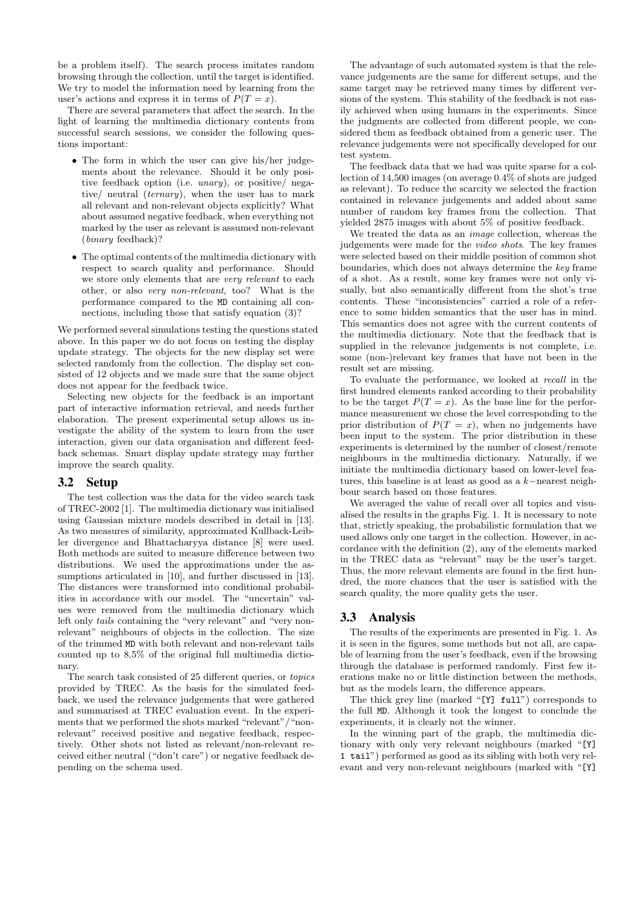be a problem itself). The search process imitates random browsing through the collection, until the target is identified. We try to model the information need by learning from the user's actions and express it in terms of $P(T = x)$.

There are several parameters that affect the search. In the light of learning the multimedia dictionary contents from successful search sessions, we consider the following questions important:

- The form in which the user can give his/her judgements about the relevance. Should it be only positive feedback option (i.e. *unary*), or positive/ negative/ neutral (*ternary*), when the user has to mark all relevant and non-relevant objects explicitly? What about assumed negative feedback, when everything not marked by the user as relevant is assumed non-relevant (*binary* feedback)?
- The optimal contents of the multimedia dictionary with respect to search quality and performance. Should we store only elements that are *very relevant* to each other, or also *very non-relevant*, too? What is the performance compared to the MD containing all connections, including those that satisfy equation (3)?

We performed several simulations testing the questions stated above. In this paper we do not focus on testing the display update strategy. The objects for the new display set were selected randomly from the collection. The display set consisted of 12 objects and we made sure that the same object does not appear for the feedback twice.

Selecting new objects for the feedback is an important part of interactive information retrieval, and needs further elaboration. The present experimental setup allows us investigate the ability of the system to learn from the user interaction, given our data organisation and different feedback schemas. Smart display update strategy may further improve the search quality.

## 3.2 Setup

The test collection was the data for the video search task of TREC-2002 [1]. The multimedia dictionary was initialised using Gaussian mixture models described in detail in [13]. As two measures of similarity, approximated Kullback-Leibler divergence and Bhattacharyya distance [8] were used. Both methods are suited to measure difference between two distributions. We used the approximations under the assumptions articulated in [10], and further discussed in [13]. The distances were transformed into conditional probabilities in accordance with our model. The "uncertain" values were removed from the multimedia dictionary which left only *tails* containing the "very relevant" and "very non-relevant" neighbours of objects in the collection. The size of the trimmed MD with both relevant and non-relevant tails counted up to 8.5% of the original full multimedia dictionary.

The search task consisted of 25 different queries, or *topics* provided by TREC. As the basis for the simulated feedback, we used the relevance judgements that were gathered and summarised at TREC evaluation event. In the experiments that we performed the shots marked "relevant"/"non-relevant" received positive and negative feedback, respectively. Other shots not listed as relevant/non-relevant received either neutral ("don't care") or negative feedback depending on the schema used.

The advantage of such automated system is that the relevance judgements are the same for different setups, and the same target may be retrieved many times by different versions of the system. This stability of the feedback is not easily achieved when using humans in the experiments. Since the judgments are collected from different people, we considered them as feedback obtained from a generic user. The relevance judgements were not specifically developed for our test system.

The feedback data that we had was quite sparse for a collection of 14,500 images (on average 0.4% of shots are judged as relevant). To reduce the scarcity we selected the fraction contained in relevance judgements and added about same number of random key frames from the collection. That yielded 2875 images with about 5% of positive feedback.

We treated the data as an *image* collection, whereas the judgements were made for the *video shots*. The key frames were selected based on their middle position of common shot boundaries, which does not always determine the *key* frame of a shot. As a result, some key frames were not only visually, but also semantically different from the shot's true contents. These "inconsistencies" carried a role of a reference to some hidden semantics that the user has in mind. This semantics does not agree with the current contents of the multimedia dictionary. Note that the feedback that is supplied in the relevance judgements is not complete, i.e. some (non-)relevant key frames that have not been in the result set are missing.

To evaluate the performance, we looked at *recall* in the first hundred elements ranked according to their probability to be the target $P(T = x)$. As the base line for the performance measurement we chose the level corresponding to the prior distribution of $P(T = x)$, when no judgements have been input to the system. The prior distribution in these experiments is determined by the number of closest/remote neighbours in the multimedia dictionary. Naturally, if we initiate the multimedia dictionary based on lower-level features, this baseline is at least as good as a $k-$nearest neighbour search based on those features.

We averaged the value of recall over all topics and visualised the results in the graphs Fig. 1. It is necessary to note that, strictly speaking, the probabilistic formulation that we used allows only one target in the collection. However, in accordance with the definition (2), any of the elements marked in the TREC data as "relevant" may be the user's target. Thus, the more relevant elements are found in the first hundred, the more chances that the user is satisfied with the search quality, the more quality gets the user.

## 3.3 Analysis

The results of the experiments are presented in Fig. 1. As it is seen in the figures, some methods but not all, are capable of learning from the user's feedback, even if the browsing through the database is performed randomly. First few iterations make no or little distinction between the methods, but as the models learn, the difference appears.

The thick grey line (marked "[Y] full") corresponds to the full MD. Although it took the longest to conclude the experiments, it is clearly not the winner.

In the winning part of the graph, the multimedia dictionary with only very relevant neighbours (marked "[Y] 1 tail") performed as good as its sibling with both very relevant and very non-relevant neighbours (marked with "[Y]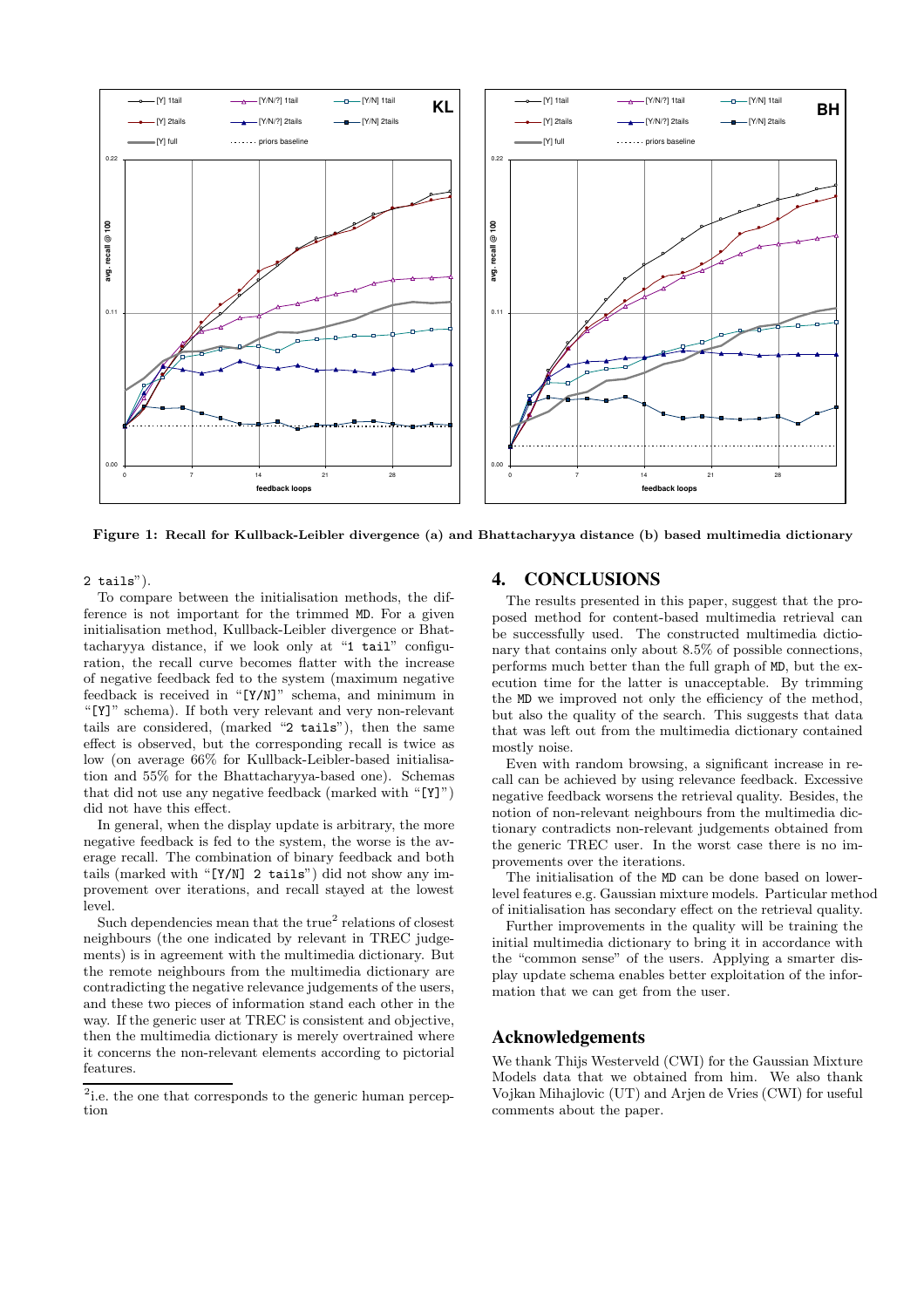**Figure 1: Recall for Kullback-Leibler divergence (a) and Bhattacharyya distance (b) based multimedia dictionary**

2 tails").

To compare between the initialisation methods, the difference is not important for the trimmed MD. For a given initialisation method, Kullback-Leibler divergence or Bhattacharyya distance, if we look only at "1 tail" configuration, the recall curve becomes flatter with the increase of negative feedback fed to the system (maximum negative feedback is received in "[Y/N]" schema, and minimum in "[Y]" schema). If both very relevant and very non-relevant tails are considered, (marked "2 tails"), then the same effect is observed, but the corresponding recall is twice as low (on average 66% for Kullback-Leibler-based initialisation and 55% for the Bhattacharyya-based one). Schemas that did not use any negative feedback (marked with "[Y]") did not have this effect.

In general, when the display update is arbitrary, the more negative feedback is fed to the system, the worse is the average recall. The combination of binary feedback and both tails (marked with "[Y/N] 2 tails") did not show any improvement over iterations, and recall stayed at the lowest level.

Such dependencies mean that the true[2] relations of closest neighbours (the one indicated by relevant in TREC judgements) is in agreement with the multimedia dictionary. But the remote neighbours from the multimedia dictionary are contradicting the negative relevance judgements of the users, and these two pieces of information stand each other in the way. If the generic user at TREC is consistent and objective, then the multimedia dictionary is merely overtrained where it concerns the non-relevant elements according to pictorial features.

[2] i.e. the one that corresponds to the generic human perception

## 4. CONCLUSIONS

The results presented in this paper, suggest that the proposed method for content-based multimedia retrieval can be successfully used. The constructed multimedia dictionary that contains only about 8.5% of possible connections, performs much better than the full graph of MD, but the execution time for the latter is unacceptable. By trimming the MD we improved not only the efficiency of the method, but also the quality of the search. This suggests that data that was left out from the multimedia dictionary contained mostly noise.

Even with random browsing, a significant increase in recall can be achieved by using relevance feedback. Excessive negative feedback worsens the retrieval quality. Besides, the notion of non-relevant neighbours from the multimedia dictionary contradicts non-relevant judgements obtained from the generic TREC user. In the worst case there is no improvements over the iterations.

The initialisation of the MD can be done based on lower-level features e.g. Gaussian mixture models. Particular method of initialisation has secondary effect on the retrieval quality.

Further improvements in the quality will be training the initial multimedia dictionary to bring it in accordance with the "common sense" of the users. Applying a smarter display update schema enables better exploitation of the information that we can get from the user.

## Acknowledgements

We thank Thijs Westerveld (CWI) for the Gaussian Mixture Models data that we obtained from him. We also thank Vojkan Mihajlovic (UT) and Arjen de Vries (CWI) for useful comments about the paper.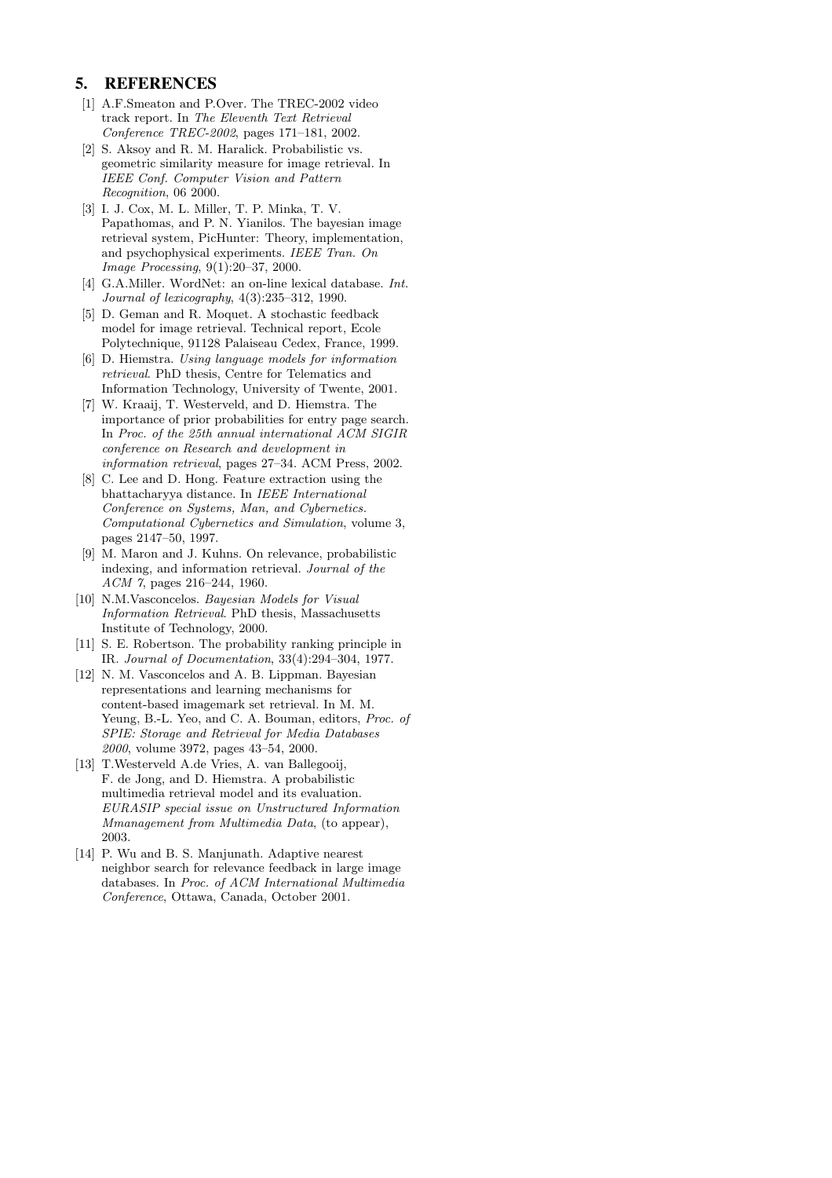## 5. REFERENCES

[1] A.F.Smeaton and P.Over. The TREC-2002 video track report. In *The Eleventh Text Retrieval Conference TREC-2002*, pages 171–181, 2002.

[2] S. Aksoy and R. M. Haralick. Probabilistic vs. geometric similarity measure for image retrieval. In *IEEE Conf. Computer Vision and Pattern Recognition*, 06 2000.

[3] I. J. Cox, M. L. Miller, T. P. Minka, T. V. Papathomas, and P. N. Yianilos. The bayesian image retrieval system, PicHunter: Theory, implementation, and psychophysical experiments. *IEEE Tran. On Image Processing*, 9(1):20–37, 2000.

[4] G.A.Miller. WordNet: an on-line lexical database. *Int. Journal of lexicography*, 4(3):235–312, 1990.

[5] D. Geman and R. Moquet. A stochastic feedback model for image retrieval. Technical report, Ecole Polytechnique, 91128 Palaiseau Cedex, France, 1999.

[6] D. Hiemstra. *Using language models for information retrieval*. PhD thesis, Centre for Telematics and Information Technology, University of Twente, 2001.

[7] W. Kraaij, T. Westerveld, and D. Hiemstra. The importance of prior probabilities for entry page search. In *Proc. of the 25th annual international ACM SIGIR conference on Research and development in information retrieval*, pages 27–34. ACM Press, 2002.

[8] C. Lee and D. Hong. Feature extraction using the bhattacharyya distance. In *IEEE International Conference on Systems, Man, and Cybernetics. Computational Cybernetics and Simulation*, volume 3, pages 2147–50, 1997.

[9] M. Maron and J. Kuhns. On relevance, probabilistic indexing, and information retrieval. *Journal of the ACM 7*, pages 216–244, 1960.

[10] N.M.Vasconcelos. *Bayesian Models for Visual Information Retrieval*. PhD thesis, Massachusetts Institute of Technology, 2000.

[11] S. E. Robertson. The probability ranking principle in IR. *Journal of Documentation*, 33(4):294–304, 1977.

[12] N. M. Vasconcelos and A. B. Lippman. Bayesian representations and learning mechanisms for content-based imagemark set retrieval. In M. M. Yeung, B.-L. Yeo, and C. A. Bouman, editors, *Proc. of SPIE: Storage and Retrieval for Media Databases 2000*, volume 3972, pages 43–54, 2000.

[13] T.Westerveld A.de Vries, A. van Ballegooij, F. de Jong, and D. Hiemstra. A probabilistic multimedia retrieval model and its evaluation. *EURASIP special issue on Unstructured Information Mmanagement from Multimedia Data*, (to appear), 2003.

[14] P. Wu and B. S. Manjunath. Adaptive nearest neighbor search for relevance feedback in large image databases. In *Proc. of ACM International Multimedia Conference*, Ottawa, Canada, October 2001.